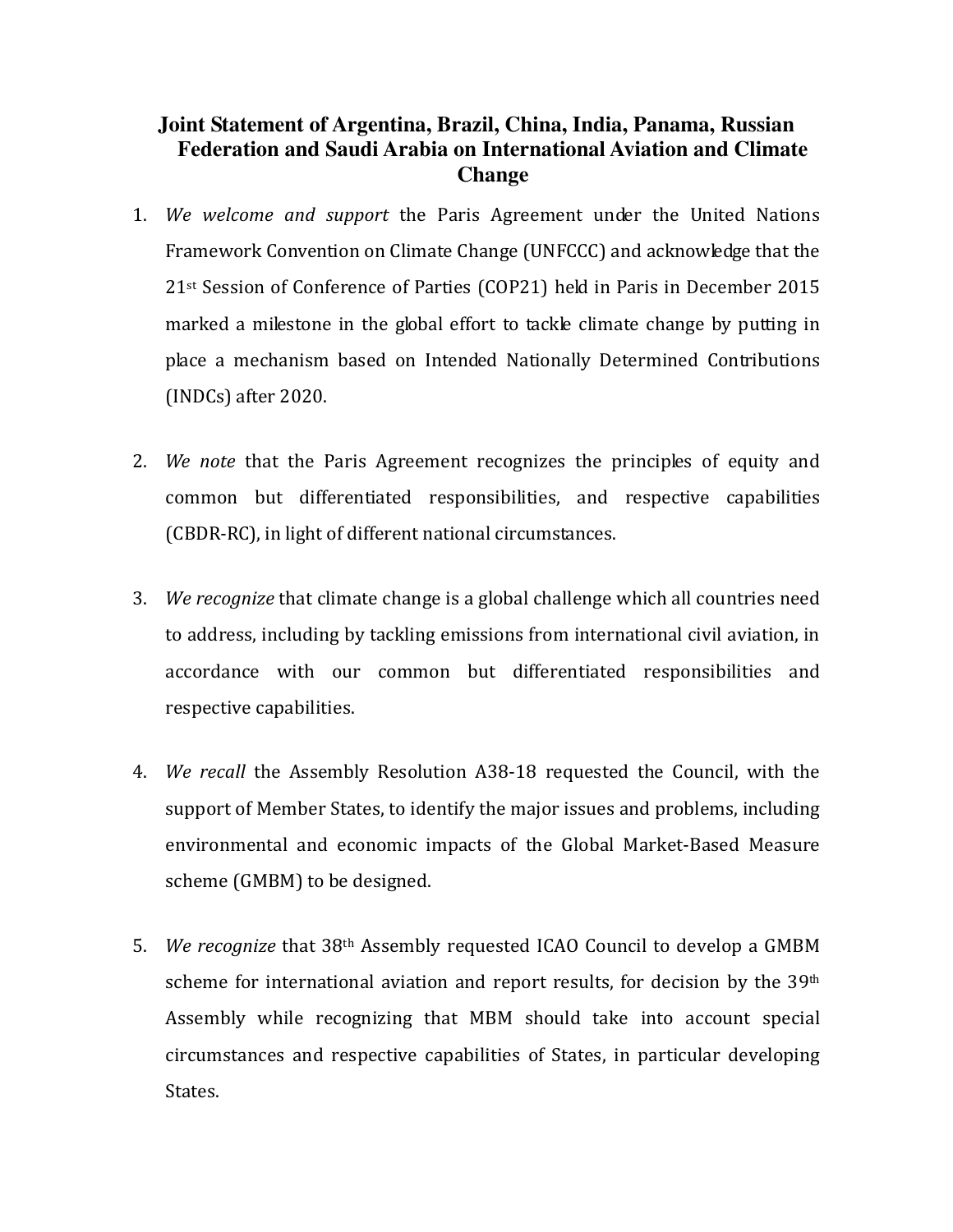# Joint Statement of Argentina, Brazil, China, India, Panama, Russian Federation and Saudi Arabia on International Aviation and Climate Change

1. *We welcome and support* the Paris Agreement under the United Nations Framework Convention on Climate Change (UNFCCC) and acknowledge that the 21st Session of Conference of Parties (COP21) held in Paris in December 2015 marked a milestone in the global effort to tackle climate change by putting in place a mechanism based on Intended Nationally Determined Contributions (INDCs) after 2020.

2. *We note* that the Paris Agreement recognizes the principles of equity and common but differentiated responsibilities, and respective capabilities (CBDR-RC), in light of different national circumstances.

3. *We recognize* that climate change is a global challenge which all countries need to address, including by tackling emissions from international civil aviation, in accordance with our common but differentiated responsibilities and respective capabilities.

4. *We recall* the Assembly Resolution A38-18 requested the Council, with the support of Member States, to identify the major issues and problems, including environmental and economic impacts of the Global Market-Based Measure scheme (GMBM) to be designed.

5. *We recognize* that 38th Assembly requested ICAO Council to develop a GMBM scheme for international aviation and report results, for decision by the 39th Assembly while recognizing that MBM should take into account special circumstances and respective capabilities of States, in particular developing States.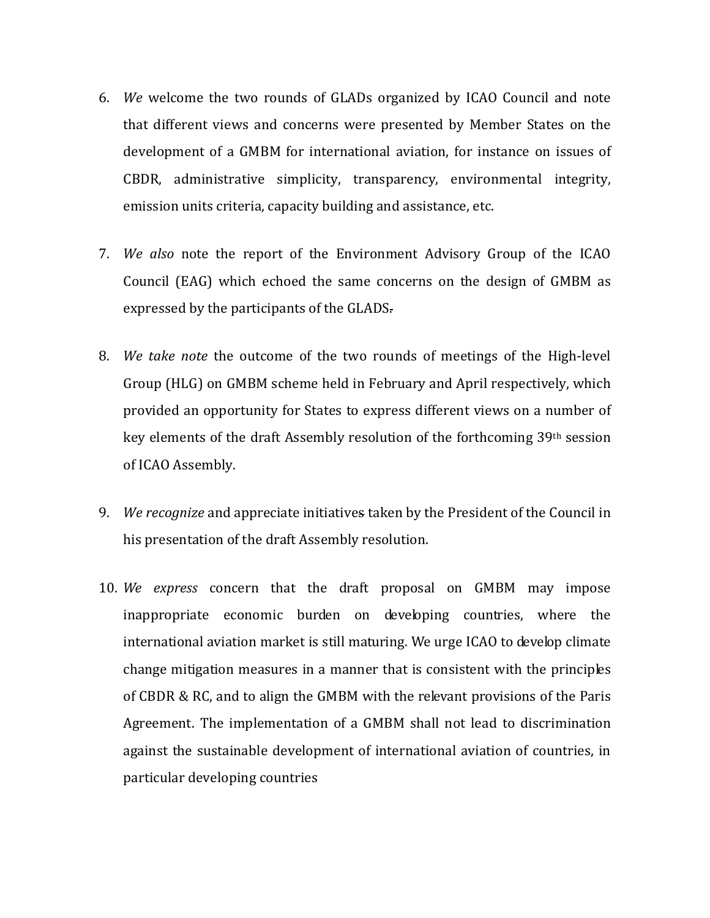6. *We* welcome the two rounds of GLADs organized by ICAO Council and note that different views and concerns were presented by Member States on the development of a GMBM for international aviation, for instance on issues of CBDR, administrative simplicity, transparency, environmental integrity, emission units criteria, capacity building and assistance, etc.

7. *We also* note the report of the Environment Advisory Group of the ICAO Council (EAG) which echoed the same concerns on the design of GMBM as expressed by the participants of the GLADS.

8. *We take note* the outcome of the two rounds of meetings of the High-level Group (HLG) on GMBM scheme held in February and April respectively, which provided an opportunity for States to express different views on a number of key elements of the draft Assembly resolution of the forthcoming 39th session of ICAO Assembly.

9. *We recognize* and appreciate initiatives taken by the President of the Council in his presentation of the draft Assembly resolution.

10. *We express* concern that the draft proposal on GMBM may impose inappropriate economic burden on developing countries, where the international aviation market is still maturing. We urge ICAO to develop climate change mitigation measures in a manner that is consistent with the principles of CBDR & RC, and to align the GMBM with the relevant provisions of the Paris Agreement. The implementation of a GMBM shall not lead to discrimination against the sustainable development of international aviation of countries, in particular developing countries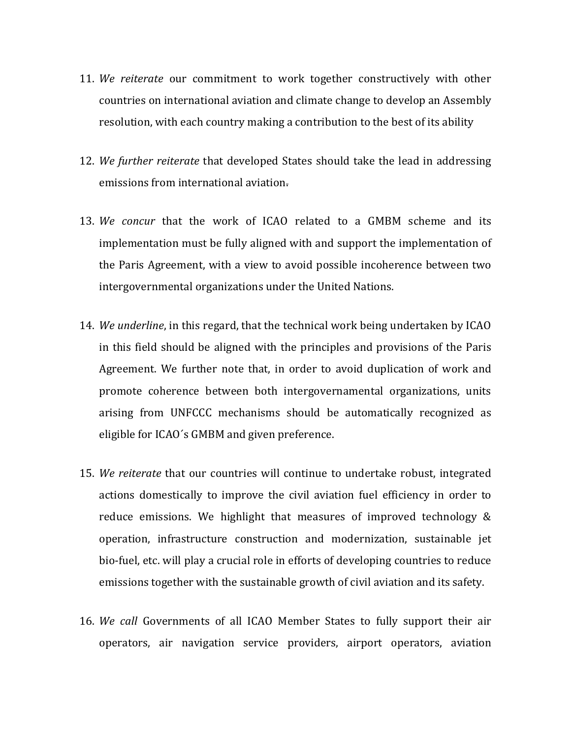11. *We reiterate* our commitment to work together constructively with other countries on international aviation and climate change to develop an Assembly resolution, with each country making a contribution to the best of its ability

12. *We further reiterate* that developed States should take the lead in addressing emissions from international aviation.

13. *We concur* that the work of ICAO related to a GMBM scheme and its implementation must be fully aligned with and support the implementation of the Paris Agreement, with a view to avoid possible incoherence between two intergovernmental organizations under the United Nations.

14. *We underline*, in this regard, that the technical work being undertaken by ICAO in this field should be aligned with the principles and provisions of the Paris Agreement. We further note that, in order to avoid duplication of work and promote coherence between both intergovernamental organizations, units arising from UNFCCC mechanisms should be automatically recognized as eligible for ICAO´s GMBM and given preference.

15. *We reiterate* that our countries will continue to undertake robust, integrated actions domestically to improve the civil aviation fuel efficiency in order to reduce emissions. We highlight that measures of improved technology & operation, infrastructure construction and modernization, sustainable jet bio-fuel, etc. will play a crucial role in efforts of developing countries to reduce emissions together with the sustainable growth of civil aviation and its safety.

16. *We call* Governments of all ICAO Member States to fully support their air operators, air navigation service providers, airport operators, aviation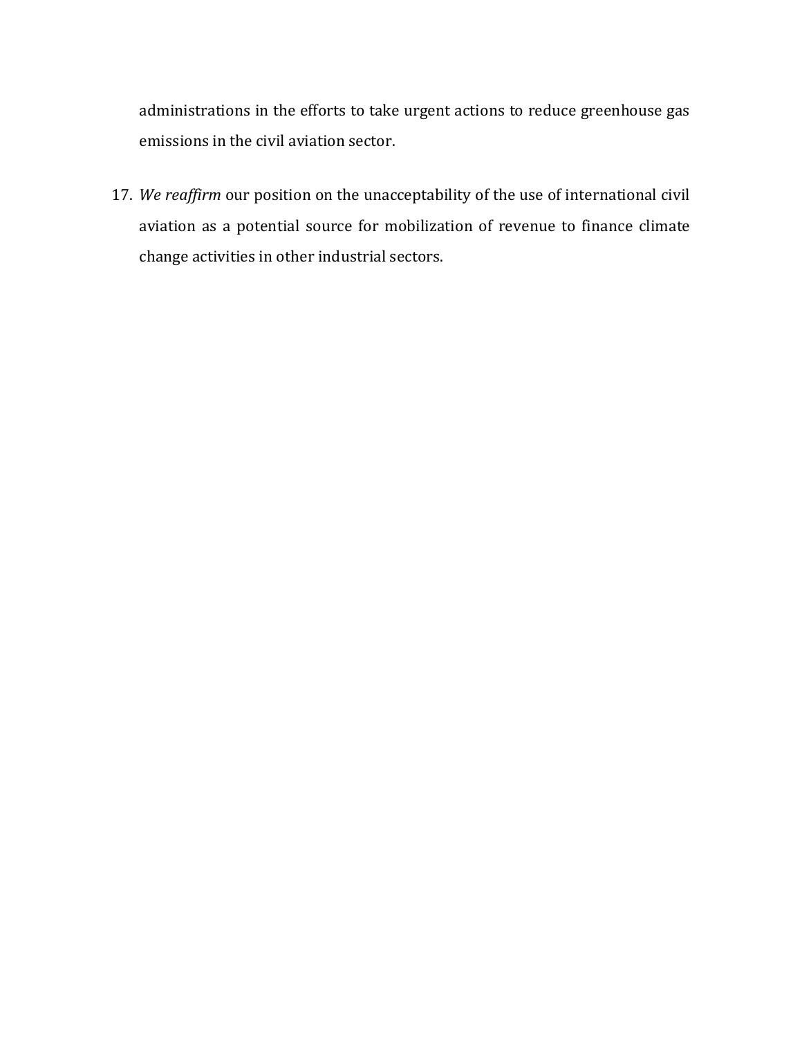administrations in the efforts to take urgent actions to reduce greenhouse gas emissions in the civil aviation sector.

17. *We reaffirm* our position on the unacceptability of the use of international civil aviation as a potential source for mobilization of revenue to finance climate change activities in other industrial sectors.